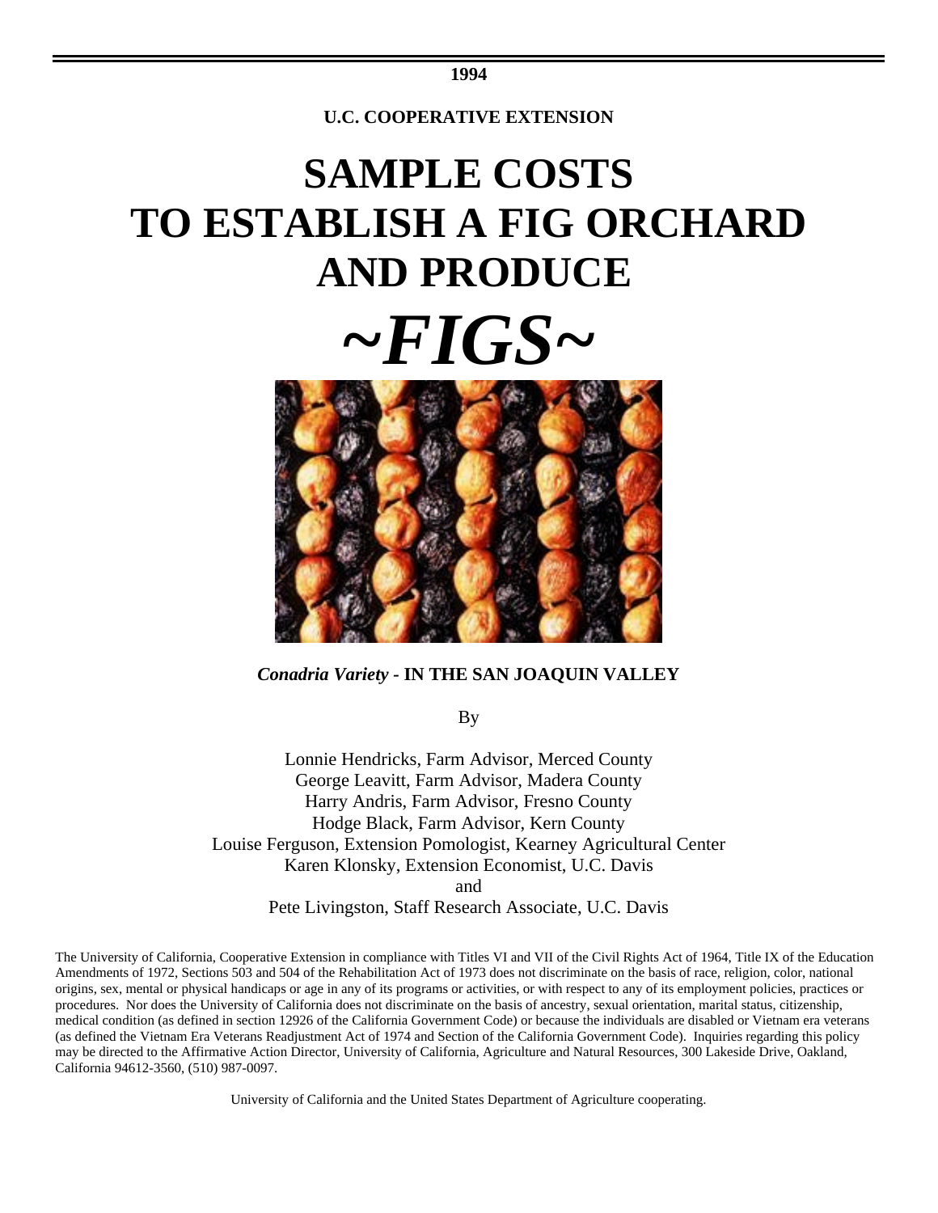**1994**

**U.C. COOPERATIVE EXTENSION**

# SAMPLE COSTS TO ESTABLISH A FIG ORCHARD AND PRODUCE

# *~FIGS~*

***Conadria Variety* - IN THE SAN JOAQUIN VALLEY**

By

Lonnie Hendricks, Farm Advisor, Merced County
George Leavitt, Farm Advisor, Madera County
Harry Andris, Farm Advisor, Fresno County
Hodge Black, Farm Advisor, Kern County
Louise Ferguson, Extension Pomologist, Kearney Agricultural Center
Karen Klonsky, Extension Economist, U.C. Davis
and
Pete Livingston, Staff Research Associate, U.C. Davis

The University of California, Cooperative Extension in compliance with Titles VI and VII of the Civil Rights Act of 1964, Title IX of the Education Amendments of 1972, Sections 503 and 504 of the Rehabilitation Act of 1973 does not discriminate on the basis of race, religion, color, national origins, sex, mental or physical handicaps or age in any of its programs or activities, or with respect to any of its employment policies, practices or procedures. Nor does the University of California does not discriminate on the basis of ancestry, sexual orientation, marital status, citizenship, medical condition (as defined in section 12926 of the California Government Code) or because the individuals are disabled or Vietnam era veterans (as defined the Vietnam Era Veterans Readjustment Act of 1974 and Section of the California Government Code). Inquiries regarding this policy may be directed to the Affirmative Action Director, University of California, Agriculture and Natural Resources, 300 Lakeside Drive, Oakland, California 94612-3560, (510) 987-0097.

University of California and the United States Department of Agriculture cooperating.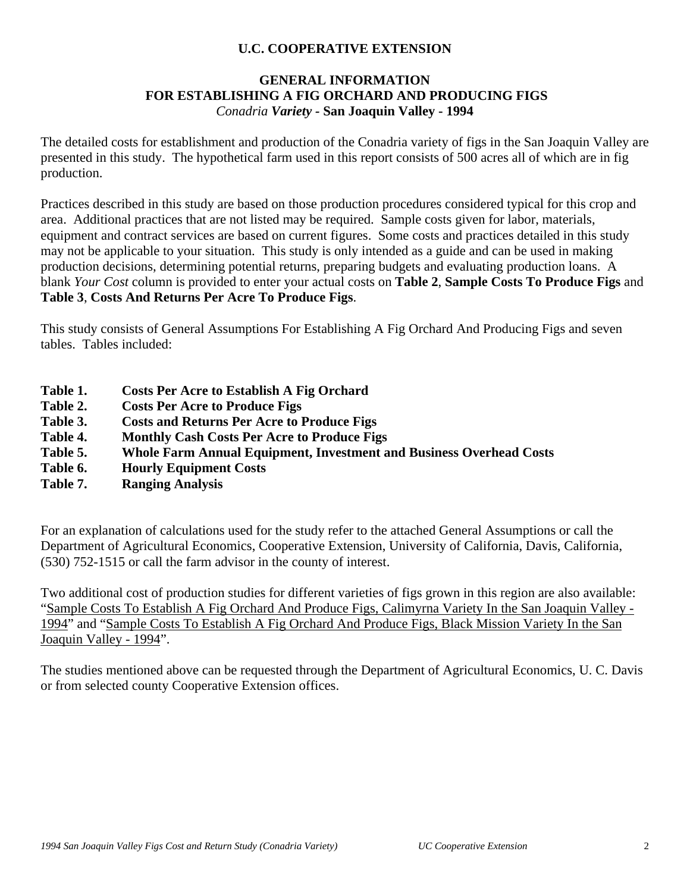**U.C. COOPERATIVE EXTENSION**

# GENERAL INFORMATION
# FOR ESTABLISHING A FIG ORCHARD AND PRODUCING FIGS

*Conadria* ***Variety*** **- San Joaquin Valley - 1994**

The detailed costs for establishment and production of the Conadria variety of figs in the San Joaquin Valley are presented in this study. The hypothetical farm used in this report consists of 500 acres all of which are in fig production.

Practices described in this study are based on those production procedures considered typical for this crop and area. Additional practices that are not listed may be required. Sample costs given for labor, materials, equipment and contract services are based on current figures. Some costs and practices detailed in this study may not be applicable to your situation. This study is only intended as a guide and can be used in making production decisions, determining potential returns, preparing budgets and evaluating production loans. A blank *Your Cost* column is provided to enter your actual costs on **Table 2**, **Sample Costs To Produce Figs** and **Table 3**, **Costs And Returns Per Acre To Produce Figs**.

This study consists of General Assumptions For Establishing A Fig Orchard And Producing Figs and seven tables. Tables included:

**Table 1. Costs Per Acre to Establish A Fig Orchard**
**Table 2. Costs Per Acre to Produce Figs**
**Table 3. Costs and Returns Per Acre to Produce Figs**
**Table 4. Monthly Cash Costs Per Acre to Produce Figs**
**Table 5. Whole Farm Annual Equipment, Investment and Business Overhead Costs**
**Table 6. Hourly Equipment Costs**
**Table 7. Ranging Analysis**

For an explanation of calculations used for the study refer to the attached General Assumptions or call the Department of Agricultural Economics, Cooperative Extension, University of California, Davis, California, (530) 752-1515 or call the farm advisor in the county of interest.

Two additional cost of production studies for different varieties of figs grown in this region are also available: "Sample Costs To Establish A Fig Orchard And Produce Figs, Calimyrna Variety In the San Joaquin Valley - 1994" and "Sample Costs To Establish A Fig Orchard And Produce Figs, Black Mission Variety In the San Joaquin Valley - 1994".

The studies mentioned above can be requested through the Department of Agricultural Economics, U. C. Davis or from selected county Cooperative Extension offices.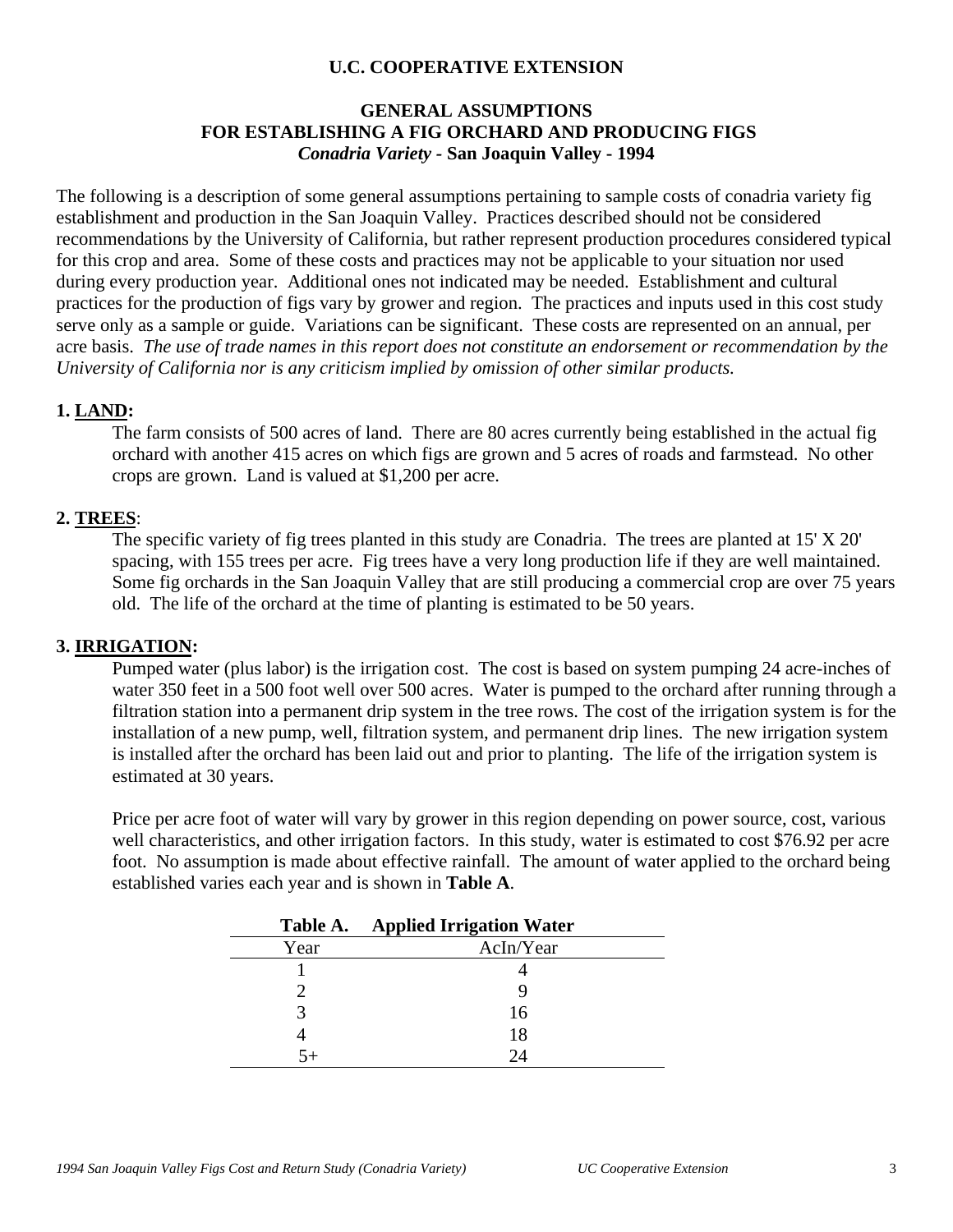**U.C. COOPERATIVE EXTENSION**

# GENERAL ASSUMPTIONS
# FOR ESTABLISHING A FIG ORCHARD AND PRODUCING FIGS
## *Conadria Variety* - San Joaquin Valley - 1994

The following is a description of some general assumptions pertaining to sample costs of conadria variety fig establishment and production in the San Joaquin Valley. Practices described should not be considered recommendations by the University of California, but rather represent production procedures considered typical for this crop and area. Some of these costs and practices may not be applicable to your situation nor used during every production year. Additional ones not indicated may be needed. Establishment and cultural practices for the production of figs vary by grower and region. The practices and inputs used in this cost study serve only as a sample or guide. Variations can be significant. These costs are represented on an annual, per acre basis. *The use of trade names in this report does not constitute an endorsement or recommendation by the University of California nor is any criticism implied by omission of other similar products.*

### 1. LAND:

The farm consists of 500 acres of land. There are 80 acres currently being established in the actual fig orchard with another 415 acres on which figs are grown and 5 acres of roads and farmstead. No other crops are grown. Land is valued at $1,200 per acre.

### 2. TREES:

The specific variety of fig trees planted in this study are Conadria. The trees are planted at 15' X 20' spacing, with 155 trees per acre. Fig trees have a very long production life if they are well maintained. Some fig orchards in the San Joaquin Valley that are still producing a commercial crop are over 75 years old. The life of the orchard at the time of planting is estimated to be 50 years.

### 3. IRRIGATION:

Pumped water (plus labor) is the irrigation cost. The cost is based on system pumping 24 acre-inches of water 350 feet in a 500 foot well over 500 acres. Water is pumped to the orchard after running through a filtration station into a permanent drip system in the tree rows. The cost of the irrigation system is for the installation of a new pump, well, filtration system, and permanent drip lines. The new irrigation system is installed after the orchard has been laid out and prior to planting. The life of the irrigation system is estimated at 30 years.

Price per acre foot of water will vary by grower in this region depending on power source, cost, various well characteristics, and other irrigation factors. In this study, water is estimated to cost $76.92 per acre foot. No assumption is made about effective rainfall. The amount of water applied to the orchard being established varies each year and is shown in **Table A**.

**Table A. Applied Irrigation Water**

| Year | AcIn/Year |
|---|---|
| 1 | 4 |
| 2 | 9 |
| 3 | 16 |
| 4 | 18 |
| 5+ | 24 |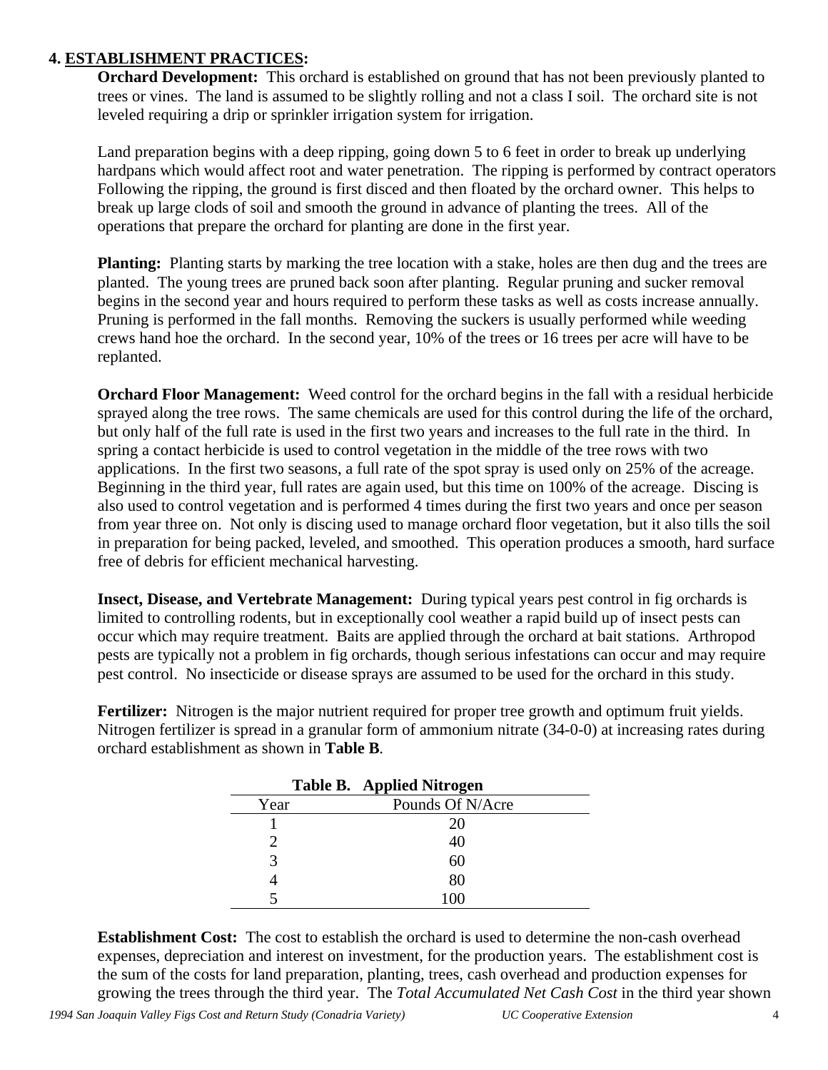## 4. ESTABLISHMENT PRACTICES:

**Orchard Development:** This orchard is established on ground that has not been previously planted to trees or vines. The land is assumed to be slightly rolling and not a class I soil. The orchard site is not leveled requiring a drip or sprinkler irrigation system for irrigation.

Land preparation begins with a deep ripping, going down 5 to 6 feet in order to break up underlying hardpans which would affect root and water penetration. The ripping is performed by contract operators Following the ripping, the ground is first disced and then floated by the orchard owner. This helps to break up large clods of soil and smooth the ground in advance of planting the trees. All of the operations that prepare the orchard for planting are done in the first year.

**Planting:** Planting starts by marking the tree location with a stake, holes are then dug and the trees are planted. The young trees are pruned back soon after planting. Regular pruning and sucker removal begins in the second year and hours required to perform these tasks as well as costs increase annually. Pruning is performed in the fall months. Removing the suckers is usually performed while weeding crews hand hoe the orchard. In the second year, 10% of the trees or 16 trees per acre will have to be replanted.

**Orchard Floor Management:** Weed control for the orchard begins in the fall with a residual herbicide sprayed along the tree rows. The same chemicals are used for this control during the life of the orchard, but only half of the full rate is used in the first two years and increases to the full rate in the third. In spring a contact herbicide is used to control vegetation in the middle of the tree rows with two applications. In the first two seasons, a full rate of the spot spray is used only on 25% of the acreage. Beginning in the third year, full rates are again used, but this time on 100% of the acreage. Discing is also used to control vegetation and is performed 4 times during the first two years and once per season from year three on. Not only is discing used to manage orchard floor vegetation, but it also tills the soil in preparation for being packed, leveled, and smoothed. This operation produces a smooth, hard surface free of debris for efficient mechanical harvesting.

**Insect, Disease, and Vertebrate Management:** During typical years pest control in fig orchards is limited to controlling rodents, but in exceptionally cool weather a rapid build up of insect pests can occur which may require treatment. Baits are applied through the orchard at bait stations. Arthropod pests are typically not a problem in fig orchards, though serious infestations can occur and may require pest control. No insecticide or disease sprays are assumed to be used for the orchard in this study.

**Fertilizer:** Nitrogen is the major nutrient required for proper tree growth and optimum fruit yields. Nitrogen fertilizer is spread in a granular form of ammonium nitrate (34-0-0) at increasing rates during orchard establishment as shown in **Table B**.

**Table B. Applied Nitrogen**

| Year | Pounds Of N/Acre |
|---|---|
| 1 | 20 |
| 2 | 40 |
| 3 | 60 |
| 4 | 80 |
| 5 | 100 |

**Establishment Cost:** The cost to establish the orchard is used to determine the non-cash overhead expenses, depreciation and interest on investment, for the production years. The establishment cost is the sum of the costs for land preparation, planting, trees, cash overhead and production expenses for growing the trees through the third year. The *Total Accumulated Net Cash Cost* in the third year shown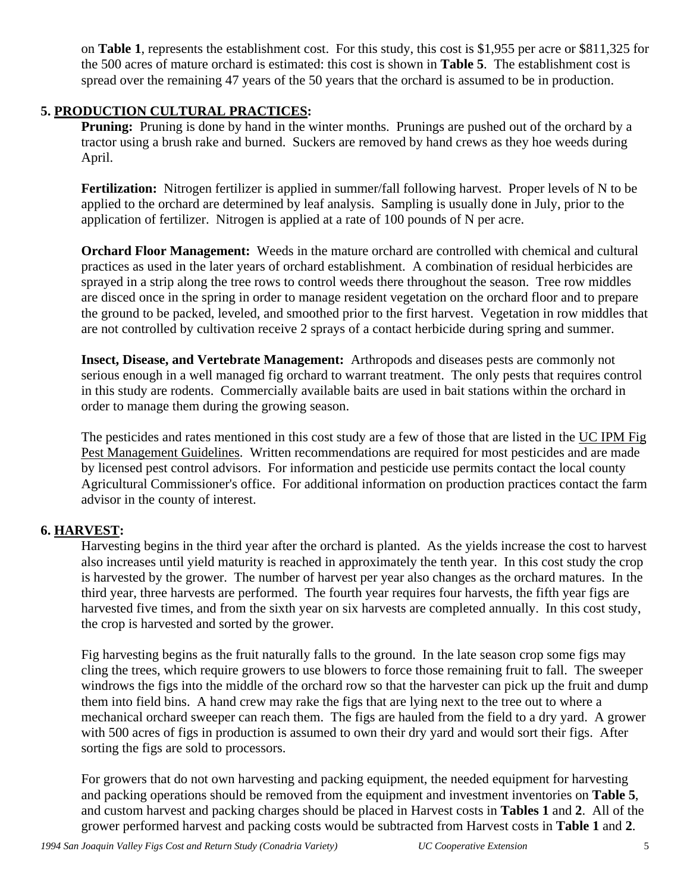on **Table 1**, represents the establishment cost. For this study, this cost is $1,955 per acre or $811,325 for the 500 acres of mature orchard is estimated: this cost is shown in **Table 5**. The establishment cost is spread over the remaining 47 years of the 50 years that the orchard is assumed to be in production.

## 5. PRODUCTION CULTURAL PRACTICES:

**Pruning:** Pruning is done by hand in the winter months. Prunings are pushed out of the orchard by a tractor using a brush rake and burned. Suckers are removed by hand crews as they hoe weeds during April.

**Fertilization:** Nitrogen fertilizer is applied in summer/fall following harvest. Proper levels of N to be applied to the orchard are determined by leaf analysis. Sampling is usually done in July, prior to the application of fertilizer. Nitrogen is applied at a rate of 100 pounds of N per acre.

**Orchard Floor Management:** Weeds in the mature orchard are controlled with chemical and cultural practices as used in the later years of orchard establishment. A combination of residual herbicides are sprayed in a strip along the tree rows to control weeds there throughout the season. Tree row middles are disced once in the spring in order to manage resident vegetation on the orchard floor and to prepare the ground to be packed, leveled, and smoothed prior to the first harvest. Vegetation in row middles that are not controlled by cultivation receive 2 sprays of a contact herbicide during spring and summer.

**Insect, Disease, and Vertebrate Management:** Arthropods and diseases pests are commonly not serious enough in a well managed fig orchard to warrant treatment. The only pests that requires control in this study are rodents. Commercially available baits are used in bait stations within the orchard in order to manage them during the growing season.

The pesticides and rates mentioned in this cost study are a few of those that are listed in the UC IPM Fig Pest Management Guidelines. Written recommendations are required for most pesticides and are made by licensed pest control advisors. For information and pesticide use permits contact the local county Agricultural Commissioner's office. For additional information on production practices contact the farm advisor in the county of interest.

## 6. HARVEST:

Harvesting begins in the third year after the orchard is planted. As the yields increase the cost to harvest also increases until yield maturity is reached in approximately the tenth year. In this cost study the crop is harvested by the grower. The number of harvest per year also changes as the orchard matures. In the third year, three harvests are performed. The fourth year requires four harvests, the fifth year figs are harvested five times, and from the sixth year on six harvests are completed annually. In this cost study, the crop is harvested and sorted by the grower.

Fig harvesting begins as the fruit naturally falls to the ground. In the late season crop some figs may cling the trees, which require growers to use blowers to force those remaining fruit to fall. The sweeper windrows the figs into the middle of the orchard row so that the harvester can pick up the fruit and dump them into field bins. A hand crew may rake the figs that are lying next to the tree out to where a mechanical orchard sweeper can reach them. The figs are hauled from the field to a dry yard. A grower with 500 acres of figs in production is assumed to own their dry yard and would sort their figs. After sorting the figs are sold to processors.

For growers that do not own harvesting and packing equipment, the needed equipment for harvesting and packing operations should be removed from the equipment and investment inventories on **Table 5**, and custom harvest and packing charges should be placed in Harvest costs in **Tables 1** and **2**. All of the grower performed harvest and packing costs would be subtracted from Harvest costs in **Table 1** and **2**.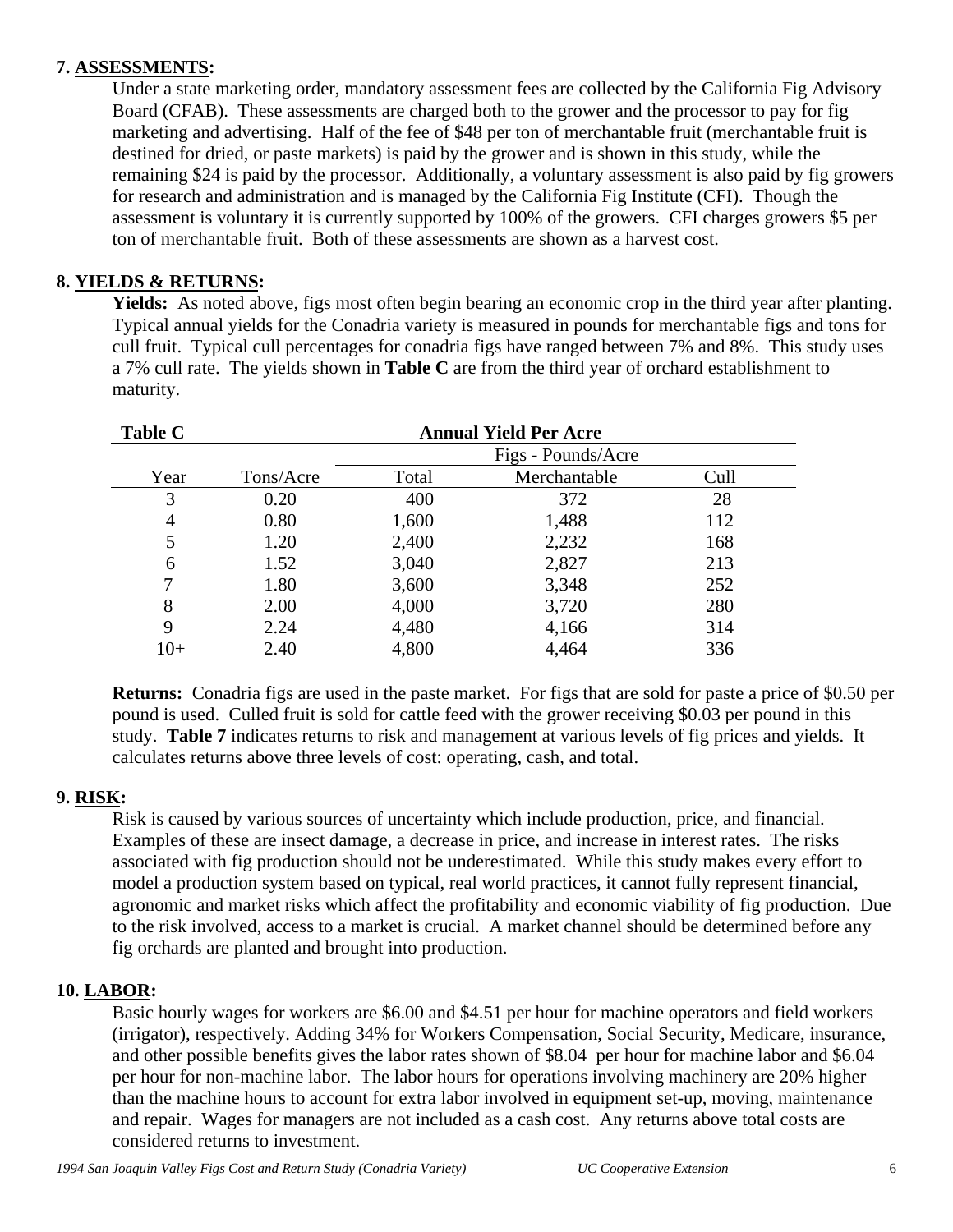## 7. ASSESSMENTS:

Under a state marketing order, mandatory assessment fees are collected by the California Fig Advisory Board (CFAB). These assessments are charged both to the grower and the processor to pay for fig marketing and advertising. Half of the fee of $48 per ton of merchantable fruit (merchantable fruit is destined for dried, or paste markets) is paid by the grower and is shown in this study, while the remaining $24 is paid by the processor. Additionally, a voluntary assessment is also paid by fig growers for research and administration and is managed by the California Fig Institute (CFI). Though the assessment is voluntary it is currently supported by 100% of the growers. CFI charges growers $5 per ton of merchantable fruit. Both of these assessments are shown as a harvest cost.

## 8. YIELDS & RETURNS:

**Yields:** As noted above, figs most often begin bearing an economic crop in the third year after planting. Typical annual yields for the Conadria variety is measured in pounds for merchantable figs and tons for cull fruit. Typical cull percentages for conadria figs have ranged between 7% and 8%. This study uses a 7% cull rate. The yields shown in **Table C** are from the third year of orchard establishment to maturity.

| **Table C** | | **Annual Yield Per Acre** | | |
|---|---|---|---|---|
| | | Figs - Pounds/Acre | | |
| Year | Tons/Acre | Total | Merchantable | Cull |
| 3 | 0.20 | 400 | 372 | 28 |
| 4 | 0.80 | 1,600 | 1,488 | 112 |
| 5 | 1.20 | 2,400 | 2,232 | 168 |
| 6 | 1.52 | 3,040 | 2,827 | 213 |
| 7 | 1.80 | 3,600 | 3,348 | 252 |
| 8 | 2.00 | 4,000 | 3,720 | 280 |
| 9 | 2.24 | 4,480 | 4,166 | 314 |
| 10+ | 2.40 | 4,800 | 4,464 | 336 |

**Returns:** Conadria figs are used in the paste market. For figs that are sold for paste a price of $0.50 per pound is used. Culled fruit is sold for cattle feed with the grower receiving $0.03 per pound in this study. **Table 7** indicates returns to risk and management at various levels of fig prices and yields. It calculates returns above three levels of cost: operating, cash, and total.

## 9. RISK:

Risk is caused by various sources of uncertainty which include production, price, and financial. Examples of these are insect damage, a decrease in price, and increase in interest rates. The risks associated with fig production should not be underestimated. While this study makes every effort to model a production system based on typical, real world practices, it cannot fully represent financial, agronomic and market risks which affect the profitability and economic viability of fig production. Due to the risk involved, access to a market is crucial. A market channel should be determined before any fig orchards are planted and brought into production.

## 10. LABOR:

Basic hourly wages for workers are $6.00 and $4.51 per hour for machine operators and field workers (irrigator), respectively. Adding 34% for Workers Compensation, Social Security, Medicare, insurance, and other possible benefits gives the labor rates shown of $8.04 per hour for machine labor and $6.04 per hour for non-machine labor. The labor hours for operations involving machinery are 20% higher than the machine hours to account for extra labor involved in equipment set-up, moving, maintenance and repair. Wages for managers are not included as a cash cost. Any returns above total costs are considered returns to investment.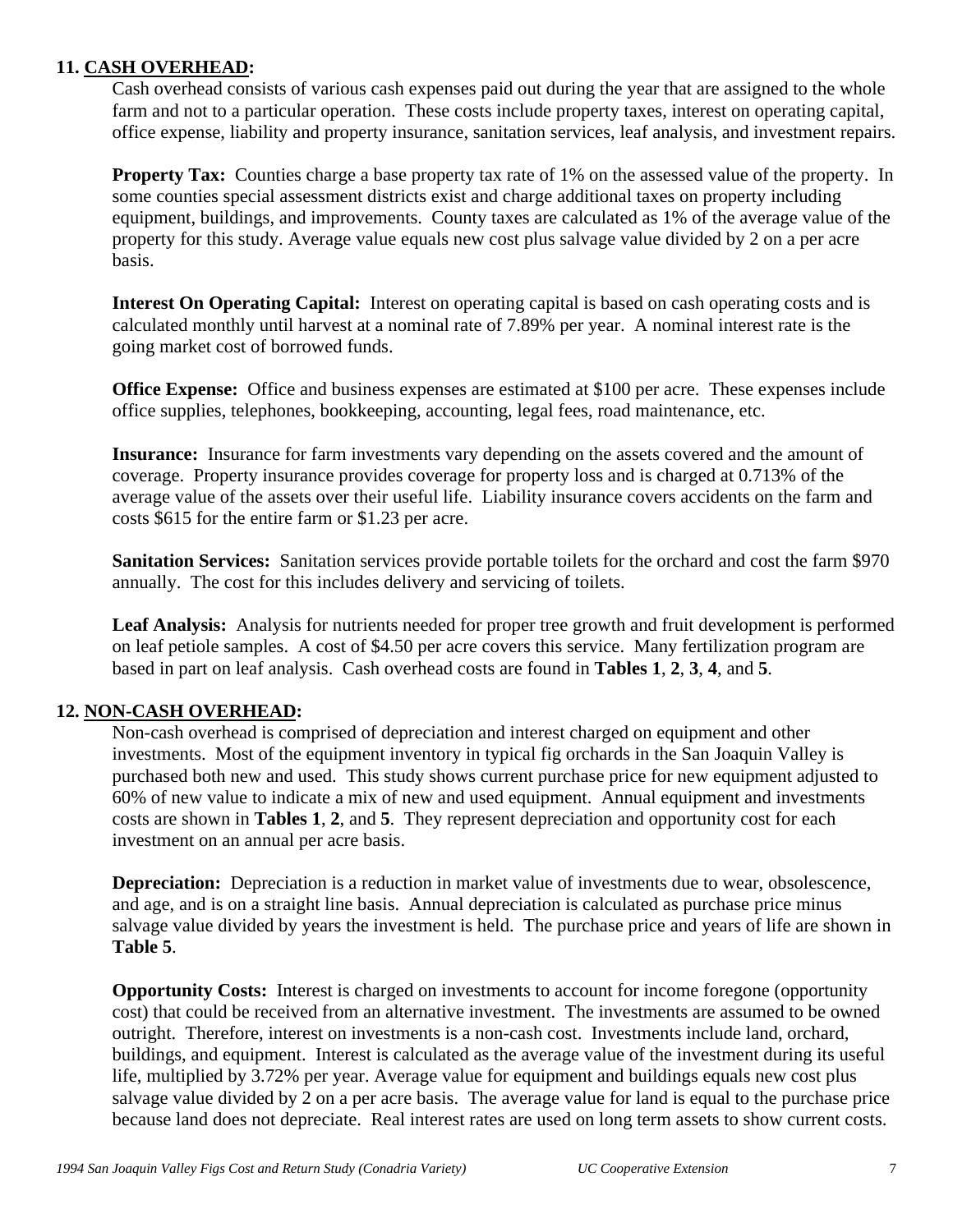## 11. CASH OVERHEAD:

Cash overhead consists of various cash expenses paid out during the year that are assigned to the whole farm and not to a particular operation. These costs include property taxes, interest on operating capital, office expense, liability and property insurance, sanitation services, leaf analysis, and investment repairs.

**Property Tax:** Counties charge a base property tax rate of 1% on the assessed value of the property. In some counties special assessment districts exist and charge additional taxes on property including equipment, buildings, and improvements. County taxes are calculated as 1% of the average value of the property for this study. Average value equals new cost plus salvage value divided by 2 on a per acre basis.

**Interest On Operating Capital:** Interest on operating capital is based on cash operating costs and is calculated monthly until harvest at a nominal rate of 7.89% per year. A nominal interest rate is the going market cost of borrowed funds.

**Office Expense:** Office and business expenses are estimated at $100 per acre. These expenses include office supplies, telephones, bookkeeping, accounting, legal fees, road maintenance, etc.

**Insurance:** Insurance for farm investments vary depending on the assets covered and the amount of coverage. Property insurance provides coverage for property loss and is charged at 0.713% of the average value of the assets over their useful life. Liability insurance covers accidents on the farm and costs $615 for the entire farm or $1.23 per acre.

**Sanitation Services:** Sanitation services provide portable toilets for the orchard and cost the farm $970 annually. The cost for this includes delivery and servicing of toilets.

**Leaf Analysis:** Analysis for nutrients needed for proper tree growth and fruit development is performed on leaf petiole samples. A cost of $4.50 per acre covers this service. Many fertilization program are based in part on leaf analysis. Cash overhead costs are found in **Tables 1**, **2**, **3**, **4**, and **5**.

## 12. NON-CASH OVERHEAD:

Non-cash overhead is comprised of depreciation and interest charged on equipment and other investments. Most of the equipment inventory in typical fig orchards in the San Joaquin Valley is purchased both new and used. This study shows current purchase price for new equipment adjusted to 60% of new value to indicate a mix of new and used equipment. Annual equipment and investments costs are shown in **Tables 1**, **2**, and **5**. They represent depreciation and opportunity cost for each investment on an annual per acre basis.

**Depreciation:** Depreciation is a reduction in market value of investments due to wear, obsolescence, and age, and is on a straight line basis. Annual depreciation is calculated as purchase price minus salvage value divided by years the investment is held. The purchase price and years of life are shown in **Table 5**.

**Opportunity Costs:** Interest is charged on investments to account for income foregone (opportunity cost) that could be received from an alternative investment. The investments are assumed to be owned outright. Therefore, interest on investments is a non-cash cost. Investments include land, orchard, buildings, and equipment. Interest is calculated as the average value of the investment during its useful life, multiplied by 3.72% per year. Average value for equipment and buildings equals new cost plus salvage value divided by 2 on a per acre basis. The average value for land is equal to the purchase price because land does not depreciate. Real interest rates are used on long term assets to show current costs.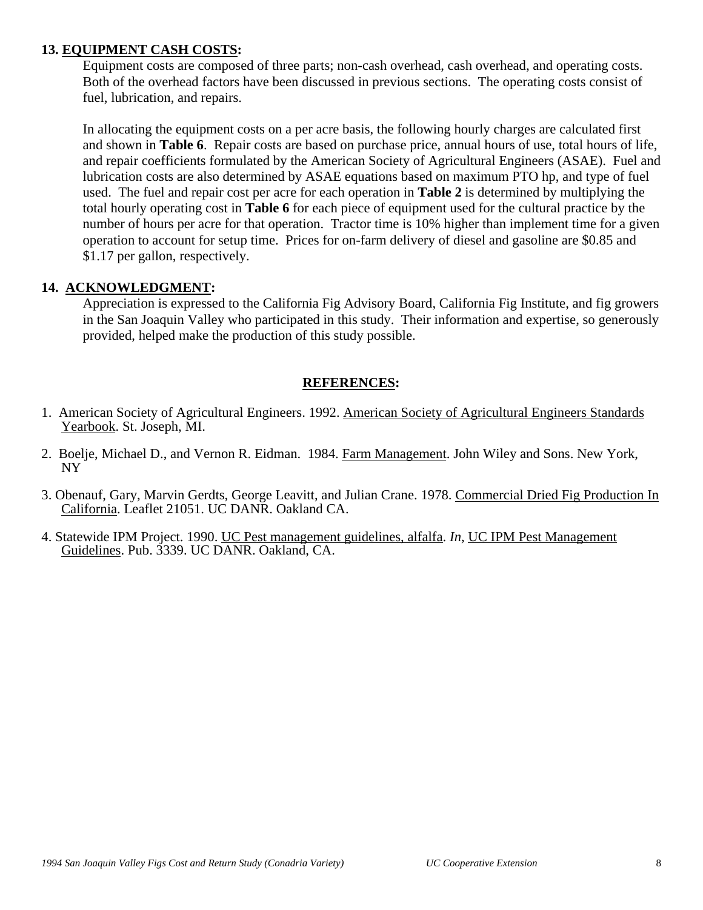## 13. EQUIPMENT CASH COSTS:

Equipment costs are composed of three parts; non-cash overhead, cash overhead, and operating costs. Both of the overhead factors have been discussed in previous sections. The operating costs consist of fuel, lubrication, and repairs.

In allocating the equipment costs on a per acre basis, the following hourly charges are calculated first and shown in **Table 6**. Repair costs are based on purchase price, annual hours of use, total hours of life, and repair coefficients formulated by the American Society of Agricultural Engineers (ASAE). Fuel and lubrication costs are also determined by ASAE equations based on maximum PTO hp, and type of fuel used. The fuel and repair cost per acre for each operation in **Table 2** is determined by multiplying the total hourly operating cost in **Table 6** for each piece of equipment used for the cultural practice by the number of hours per acre for that operation. Tractor time is 10% higher than implement time for a given operation to account for setup time. Prices for on-farm delivery of diesel and gasoline are $0.85 and $1.17 per gallon, respectively.

## 14. ACKNOWLEDGMENT:

Appreciation is expressed to the California Fig Advisory Board, California Fig Institute, and fig growers in the San Joaquin Valley who participated in this study. Their information and expertise, so generously provided, helped make the production of this study possible.

## REFERENCES:

1. American Society of Agricultural Engineers. 1992. American Society of Agricultural Engineers Standards Yearbook. St. Joseph, MI.

2. Boelje, Michael D., and Vernon R. Eidman. 1984. Farm Management. John Wiley and Sons. New York, NY

3. Obenauf, Gary, Marvin Gerdts, George Leavitt, and Julian Crane. 1978. Commercial Dried Fig Production In California. Leaflet 21051. UC DANR. Oakland CA.

4. Statewide IPM Project. 1990. UC Pest management guidelines, alfalfa. *In*, UC IPM Pest Management Guidelines. Pub. 3339. UC DANR. Oakland, CA.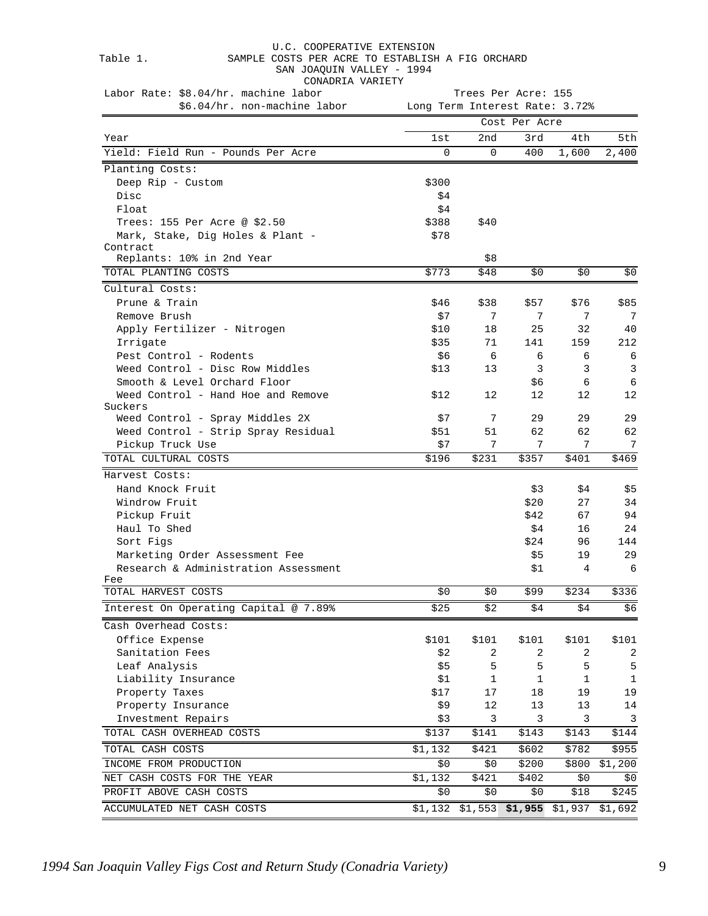U.C. COOPERATIVE EXTENSION

Table 1. SAMPLE COSTS PER ACRE TO ESTABLISH A FIG ORCHARD
SAN JOAQUIN VALLEY - 1994
CONADRIA VARIETY

Labor Rate: $8.04/hr. machine labor
$6.04/hr. non-machine labor

Trees Per Acre: 155
Long Term Interest Rate: 3.72%

| | Cost Per Acre | | | | |
|---|---|---|---|---|---|
| Year | 1st | 2nd | 3rd | 4th | 5th |
| Yield: Field Run - Pounds Per Acre | 0 | 0 | 400 | 1,600 | 2,400 |
| Planting Costs: | | | | | |
| Deep Rip - Custom | $300 | | | | |
| Disc | $4 | | | | |
| Float | $4 | | | | |
| Trees: 155 Per Acre @ $2.50 | $388 | $40 | | | |
| Mark, Stake, Dig Holes & Plant - Contract | $78 | | | | |
| Replants: 10% in 2nd Year | | $8 | | | |
| TOTAL PLANTING COSTS | $773 | $48 | $0 | $0 | $0 |
| Cultural Costs: | | | | | |
| Prune & Train | $46 | $38 | $57 | $76 | $85 |
| Remove Brush | $7 | 7 | 7 | 7 | 7 |
| Apply Fertilizer - Nitrogen | $10 | 18 | 25 | 32 | 40 |
| Irrigate | $35 | 71 | 141 | 159 | 212 |
| Pest Control - Rodents | $6 | 6 | 6 | 6 | 6 |
| Weed Control - Disc Row Middles | $13 | 13 | 3 | 3 | 3 |
| Smooth & Level Orchard Floor | | | $6 | 6 | 6 |
| Weed Control - Hand Hoe and Remove Suckers | $12 | 12 | 12 | 12 | 12 |
| Weed Control - Spray Middles 2X | $7 | 7 | 29 | 29 | 29 |
| Weed Control - Strip Spray Residual | $51 | 51 | 62 | 62 | 62 |
| Pickup Truck Use | $7 | 7 | 7 | 7 | 7 |
| TOTAL CULTURAL COSTS | $196 | $231 | $357 | $401 | $469 |
| Harvest Costs: | | | | | |
| Hand Knock Fruit | | | $3 | $4 | $5 |
| Windrow Fruit | | | $20 | 27 | 34 |
| Pickup Fruit | | | $42 | 67 | 94 |
| Haul To Shed | | | $4 | 16 | 24 |
| Sort Figs | | | $24 | 96 | 144 |
| Marketing Order Assessment Fee | | | $5 | 19 | 29 |
| Research & Administration Assessment Fee | | | $1 | 4 | 6 |
| TOTAL HARVEST COSTS | $0 | $0 | $99 | $234 | $336 |
| Interest On Operating Capital @ 7.89% | $25 | $2 | $4 | $4 | $6 |
| Cash Overhead Costs: | | | | | |
| Office Expense | $101 | $101 | $101 | $101 | $101 |
| Sanitation Fees | $2 | 2 | 2 | 2 | 2 |
| Leaf Analysis | $5 | 5 | 5 | 5 | 5 |
| Liability Insurance | $1 | 1 | 1 | 1 | 1 |
| Property Taxes | $17 | 17 | 18 | 19 | 19 |
| Property Insurance | $9 | 12 | 13 | 13 | 14 |
| Investment Repairs | $3 | 3 | 3 | 3 | 3 |
| TOTAL CASH OVERHEAD COSTS | $137 | $141 | $143 | $143 | $144 |
| TOTAL CASH COSTS | $1,132 | $421 | $602 | $782 | $955 |
| INCOME FROM PRODUCTION | $0 | $0 | $200 | $800 | $1,200 |
| NET CASH COSTS FOR THE YEAR | $1,132 | $421 | $402 | $0 | $0 |
| PROFIT ABOVE CASH COSTS | $0 | $0 | $0 | $18 | $245 |
| ACCUMULATED NET CASH COSTS | $1,132 | $1,553 | **$1,955** | $1,937 | $1,692 |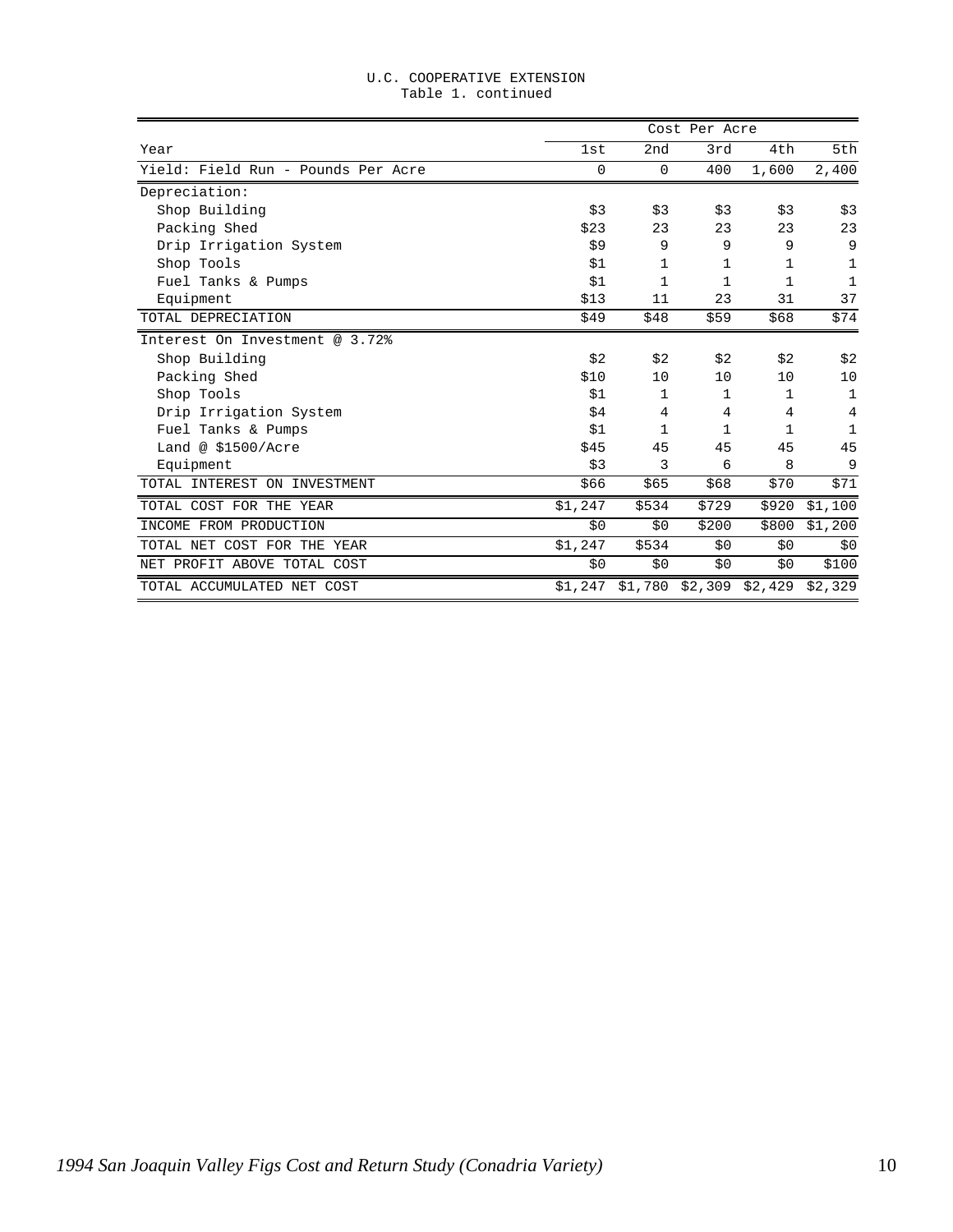U.C. COOPERATIVE EXTENSION
Table 1. continued

| Year | Cost Per Acre | | | | |
|---|---|---|---|---|---|
| | 1st | 2nd | 3rd | 4th | 5th |
| Yield: Field Run - Pounds Per Acre | 0 | 0 | 400 | 1,600 | 2,400 |
| Depreciation: | | | | | |
| Shop Building | $3 | $3 | $3 | $3 | $3 |
| Packing Shed | $23 | 23 | 23 | 23 | 23 |
| Drip Irrigation System | $9 | 9 | 9 | 9 | 9 |
| Shop Tools | $1 | 1 | 1 | 1 | 1 |
| Fuel Tanks & Pumps | $1 | 1 | 1 | 1 | 1 |
| Equipment | $13 | 11 | 23 | 31 | 37 |
| TOTAL DEPRECIATION | $49 | $48 | $59 | $68 | $74 |
| Interest On Investment @ 3.72% | | | | | |
| Shop Building | $2 | $2 | $2 | $2 | $2 |
| Packing Shed | $10 | 10 | 10 | 10 | 10 |
| Shop Tools | $1 | 1 | 1 | 1 | 1 |
| Drip Irrigation System | $4 | 4 | 4 | 4 | 4 |
| Fuel Tanks & Pumps | $1 | 1 | 1 | 1 | 1 |
| Land @ $1500/Acre | $45 | 45 | 45 | 45 | 45 |
| Equipment | $3 | 3 | 6 | 8 | 9 |
| TOTAL INTEREST ON INVESTMENT | $66 | $65 | $68 | $70 | $71 |
| TOTAL COST FOR THE YEAR | $1,247 | $534 | $729 | $920 | $1,100 |
| INCOME FROM PRODUCTION | $0 | $0 | $200 | $800 | $1,200 |
| TOTAL NET COST FOR THE YEAR | $1,247 | $534 | $0 | $0 | $0 |
| NET PROFIT ABOVE TOTAL COST | $0 | $0 | $0 | $0 | $100 |
| TOTAL ACCUMULATED NET COST | $1,247 | $1,780 | $2,309 | $2,429 | $2,329 |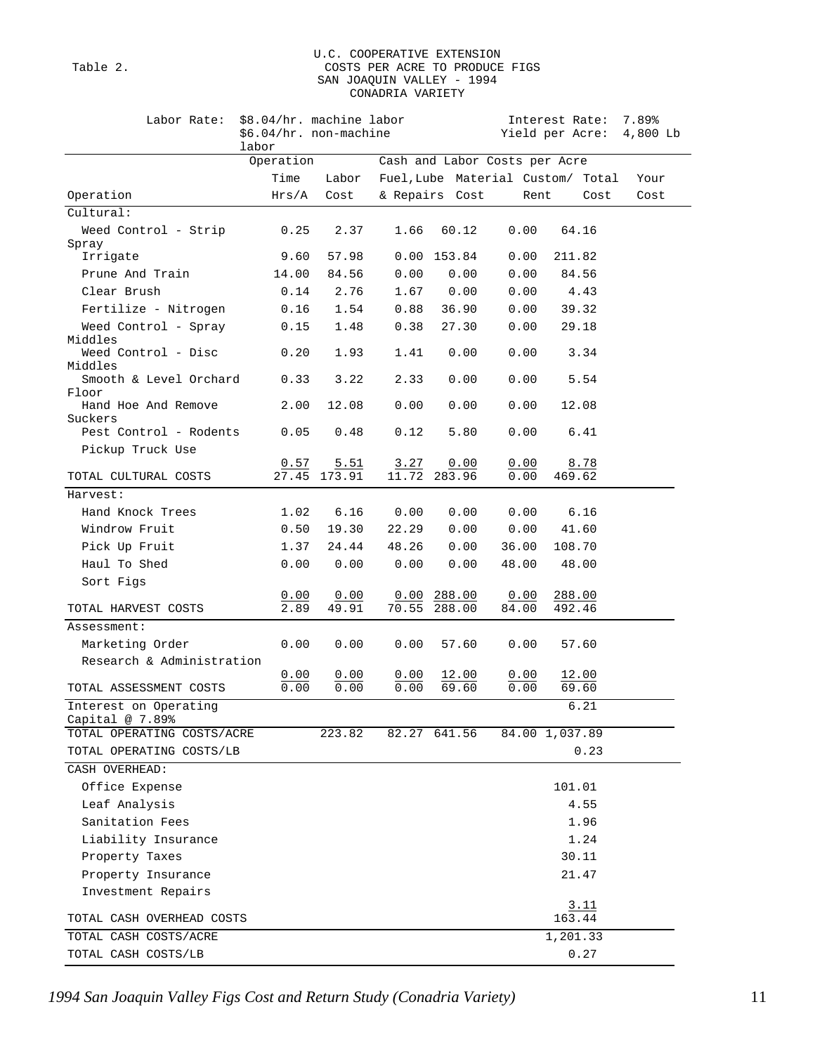Table 2.

U.C. COOPERATIVE EXTENSION
COSTS PER ACRE TO PRODUCE FIGS
SAN JOAQUIN VALLEY - 1994
CONADRIA VARIETY

Labor Rate: $8.04/hr. machine labor, $6.04/hr. non-machine labor — Interest Rate: 7.89% — Yield per Acre: 4,800 Lb

| Operation | Operation Time Hrs/A | Labor Cost | Fuel,Lube & Repairs | Material Cost | Custom/ Rent | Total Cost | Your Cost |
|---|---|---|---|---|---|---|---|
| Cultural: | | | | | | | |
| Weed Control - Strip Spray | 0.25 | 2.37 | 1.66 | 60.12 | 0.00 | 64.16 | |
| Irrigate | 9.60 | 57.98 | 0.00 | 153.84 | 0.00 | 211.82 | |
| Prune And Train | 14.00 | 84.56 | 0.00 | 0.00 | 0.00 | 84.56 | |
| Clear Brush | 0.14 | 2.76 | 1.67 | 0.00 | 0.00 | 4.43 | |
| Fertilize - Nitrogen | 0.16 | 1.54 | 0.88 | 36.90 | 0.00 | 39.32 | |
| Weed Control - Spray Middles | 0.15 | 1.48 | 0.38 | 27.30 | 0.00 | 29.18 | |
| Weed Control - Disc Middles | 0.20 | 1.93 | 1.41 | 0.00 | 0.00 | 3.34 | |
| Smooth & Level Orchard Floor | 0.33 | 3.22 | 2.33 | 0.00 | 0.00 | 5.54 | |
| Hand Hoe And Remove Suckers | 2.00 | 12.08 | 0.00 | 0.00 | 0.00 | 12.08 | |
| Pest Control - Rodents | 0.05 | 0.48 | 0.12 | 5.80 | 0.00 | 6.41 | |
| Pickup Truck Use | 0.57 | 5.51 | 3.27 | 0.00 | 0.00 | 8.78 | |
| TOTAL CULTURAL COSTS | 27.45 | 173.91 | 11.72 | 283.96 | 0.00 | 469.62 | |
| Harvest: | | | | | | | |
| Hand Knock Trees | 1.02 | 6.16 | 0.00 | 0.00 | 0.00 | 6.16 | |
| Windrow Fruit | 0.50 | 19.30 | 22.29 | 0.00 | 0.00 | 41.60 | |
| Pick Up Fruit | 1.37 | 24.44 | 48.26 | 0.00 | 36.00 | 108.70 | |
| Haul To Shed | 0.00 | 0.00 | 0.00 | 0.00 | 48.00 | 48.00 | |
| Sort Figs | 0.00 | 0.00 | 0.00 | 288.00 | 0.00 | 288.00 | |
| TOTAL HARVEST COSTS | 2.89 | 49.91 | 70.55 | 288.00 | 84.00 | 492.46 | |
| Assessment: | | | | | | | |
| Marketing Order | 0.00 | 0.00 | 0.00 | 57.60 | 0.00 | 57.60 | |
| Research & Administration | 0.00 | 0.00 | 0.00 | 12.00 | 0.00 | 12.00 | |
| TOTAL ASSESSMENT COSTS | 0.00 | 0.00 | 0.00 | 69.60 | 0.00 | 69.60 | |
| Interest on Operating Capital @ 7.89% | | | | | | 6.21 | |
| TOTAL OPERATING COSTS/ACRE | | 223.82 | 82.27 | 641.56 | 84.00 | 1,037.89 | |
| TOTAL OPERATING COSTS/LB | | | | | | 0.23 | |
| CASH OVERHEAD: | | | | | | | |
| Office Expense | | | | | | 101.01 | |
| Leaf Analysis | | | | | | 4.55 | |
| Sanitation Fees | | | | | | 1.96 | |
| Liability Insurance | | | | | | 1.24 | |
| Property Taxes | | | | | | 30.11 | |
| Property Insurance | | | | | | 21.47 | |
| Investment Repairs | | | | | | 3.11 | |
| TOTAL CASH OVERHEAD COSTS | | | | | | 163.44 | |
| TOTAL CASH COSTS/ACRE | | | | | | 1,201.33 | |
| TOTAL CASH COSTS/LB | | | | | | 0.27 | |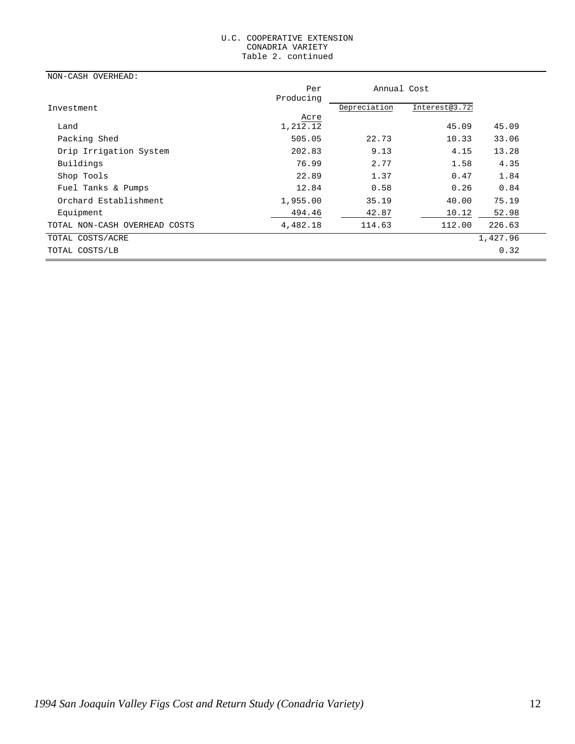U.C. COOPERATIVE EXTENSION
CONADRIA VARIETY
Table 2. continued

| NON-CASH OVERHEAD: | | | | |
|---|---|---|---|---|
| | Per Producing | Annual Cost | | |
| Investment | Acre | Depreciation | Interest@3.72% | |
| Land | 1,212.12 | | 45.09 | 45.09 |
| Packing Shed | 505.05 | 22.73 | 10.33 | 33.06 |
| Drip Irrigation System | 202.83 | 9.13 | 4.15 | 13.28 |
| Buildings | 76.99 | 2.77 | 1.58 | 4.35 |
| Shop Tools | 22.89 | 1.37 | 0.47 | 1.84 |
| Fuel Tanks & Pumps | 12.84 | 0.58 | 0.26 | 0.84 |
| Orchard Establishment | 1,955.00 | 35.19 | 40.00 | 75.19 |
| Equipment | 494.46 | 42.87 | 10.12 | 52.98 |
| TOTAL NON-CASH OVERHEAD COSTS | 4,482.18 | 114.63 | 112.00 | 226.63 |
| TOTAL COSTS/ACRE | | | | 1,427.96 |
| TOTAL COSTS/LB | | | | 0.32 |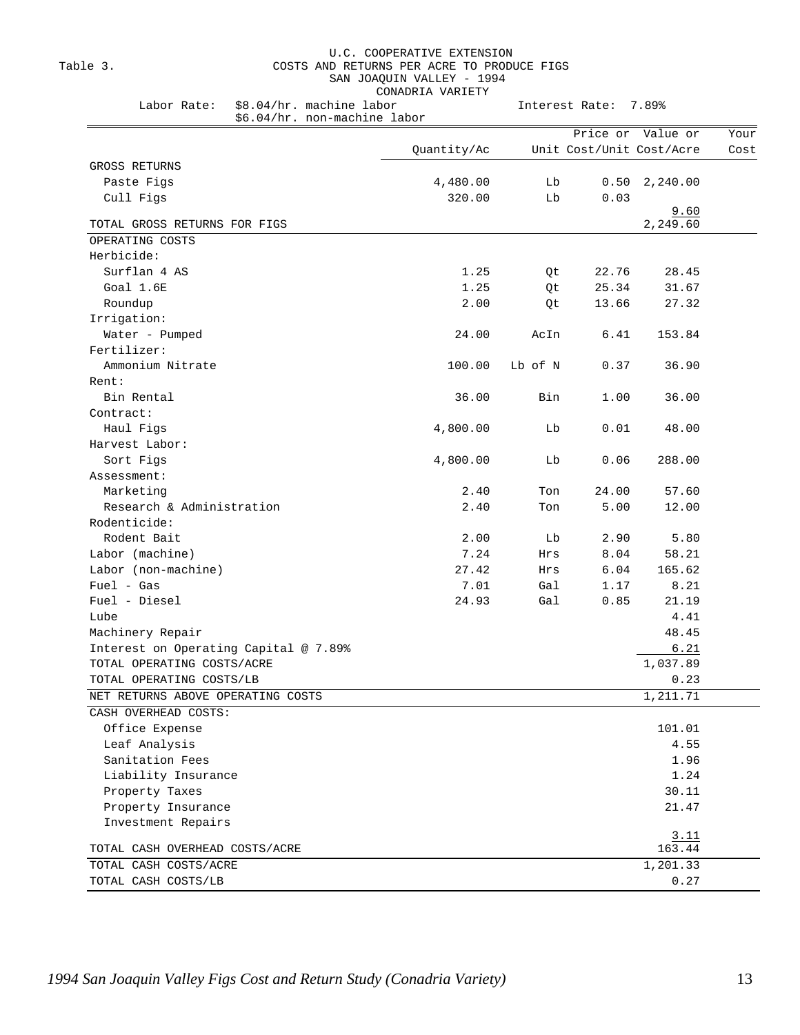Table 3.

U.C. COOPERATIVE EXTENSION
COSTS AND RETURNS PER ACRE TO PRODUCE FIGS
SAN JOAQUIN VALLEY - 1994
CONADRIA VARIETY

Labor Rate: $8.04/hr. machine labor
$6.04/hr. non-machine labor

Interest Rate: 7.89%

| | Quantity/Ac | Unit | Price or Cost/Unit | Value or Cost/Acre | Your Cost |
|---|---|---|---|---|---|
| GROSS RETURNS | | | | | |
| Paste Figs | 4,480.00 | Lb | 0.50 | 2,240.00 | |
| Cull Figs | 320.00 | Lb | 0.03 | 9.60 | |
| TOTAL GROSS RETURNS FOR FIGS | | | | 2,249.60 | |
| OPERATING COSTS | | | | | |
| Herbicide: | | | | | |
| Surflan 4 AS | 1.25 | Qt | 22.76 | 28.45 | |
| Goal 1.6E | 1.25 | Qt | 25.34 | 31.67 | |
| Roundup | 2.00 | Qt | 13.66 | 27.32 | |
| Irrigation: | | | | | |
| Water - Pumped | 24.00 | AcIn | 6.41 | 153.84 | |
| Fertilizer: | | | | | |
| Ammonium Nitrate | 100.00 | Lb of N | 0.37 | 36.90 | |
| Rent: | | | | | |
| Bin Rental | 36.00 | Bin | 1.00 | 36.00 | |
| Contract: | | | | | |
| Haul Figs | 4,800.00 | Lb | 0.01 | 48.00 | |
| Harvest Labor: | | | | | |
| Sort Figs | 4,800.00 | Lb | 0.06 | 288.00 | |
| Assessment: | | | | | |
| Marketing | 2.40 | Ton | 24.00 | 57.60 | |
| Research & Administration | 2.40 | Ton | 5.00 | 12.00 | |
| Rodenticide: | | | | | |
| Rodent Bait | 2.00 | Lb | 2.90 | 5.80 | |
| Labor (machine) | 7.24 | Hrs | 8.04 | 58.21 | |
| Labor (non-machine) | 27.42 | Hrs | 6.04 | 165.62 | |
| Fuel - Gas | 7.01 | Gal | 1.17 | 8.21 | |
| Fuel - Diesel | 24.93 | Gal | 0.85 | 21.19 | |
| Lube | | | | 4.41 | |
| Machinery Repair | | | | 48.45 | |
| Interest on Operating Capital @ 7.89% | | | | 6.21 | |
| TOTAL OPERATING COSTS/ACRE | | | | 1,037.89 | |
| TOTAL OPERATING COSTS/LB | | | | 0.23 | |
| NET RETURNS ABOVE OPERATING COSTS | | | | 1,211.71 | |
| CASH OVERHEAD COSTS: | | | | | |
| Office Expense | | | | 101.01 | |
| Leaf Analysis | | | | 4.55 | |
| Sanitation Fees | | | | 1.96 | |
| Liability Insurance | | | | 1.24 | |
| Property Taxes | | | | 30.11 | |
| Property Insurance | | | | 21.47 | |
| Investment Repairs | | | | 3.11 | |
| TOTAL CASH OVERHEAD COSTS/ACRE | | | | 163.44 | |
| TOTAL CASH COSTS/ACRE | | | | 1,201.33 | |
| TOTAL CASH COSTS/LB | | | | 0.27 | |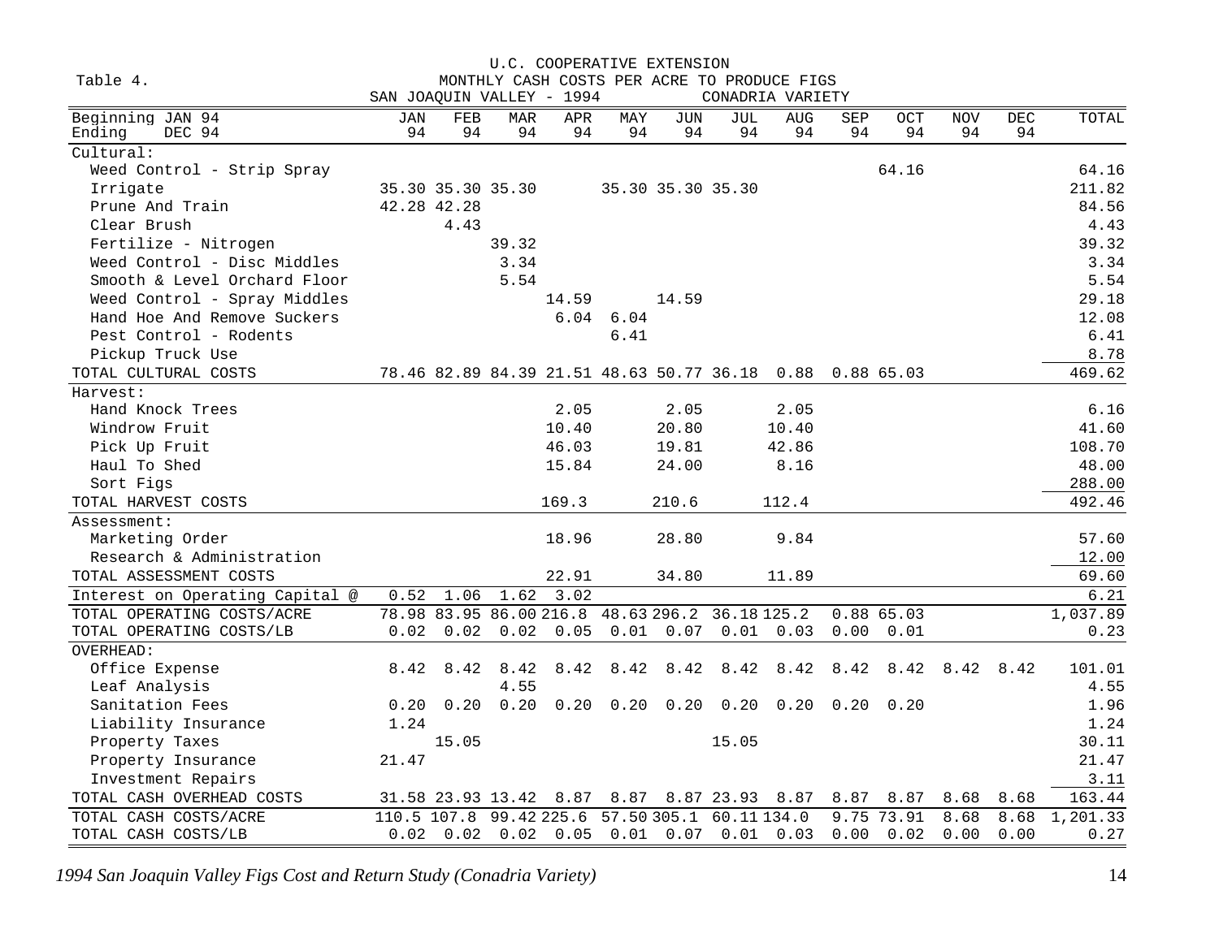Table 4.

U.C. COOPERATIVE EXTENSION
MONTHLY CASH COSTS PER ACRE TO PRODUCE FIGS
SAN JOAQUIN VALLEY - 1994 CONADRIA VARIETY

| Beginning JAN 94 / Ending DEC 94 | JAN 94 | FEB 94 | MAR 94 | APR 94 | MAY 94 | JUN 94 | JUL 94 | AUG 94 | SEP 94 | OCT 94 | NOV 94 | DEC 94 | TOTAL |
|---|---|---|---|---|---|---|---|---|---|---|---|---|---|
| Cultural: | | | | | | | | | | | | | |
| Weed Control - Strip Spray | | | | | | | | | | 64.16 | | | 64.16 |
| Irrigate | 35.30 | 35.30 | 35.30 | | 35.30 | 35.30 | 35.30 | | | | | | 211.82 |
| Prune And Train | 42.28 | 42.28 | | | | | | | | | | | 84.56 |
| Clear Brush | | 4.43 | | | | | | | | | | | 4.43 |
| Fertilize - Nitrogen | | | 39.32 | | | | | | | | | | 39.32 |
| Weed Control - Disc Middles | | | 3.34 | | | | | | | | | | 3.34 |
| Smooth & Level Orchard Floor | | | 5.54 | | | | | | | | | | 5.54 |
| Weed Control - Spray Middles | | | | 14.59 | | 14.59 | | | | | | | 29.18 |
| Hand Hoe And Remove Suckers | | | | 6.04 | 6.04 | | | | | | | | 12.08 |
| Pest Control - Rodents | | | | | 6.41 | | | | | | | | 6.41 |
| Pickup Truck Use | | | | | | | | | | | | | 8.78 |
| TOTAL CULTURAL COSTS | 78.46 | 82.89 | 84.39 | 21.51 | 48.63 | 50.77 | 36.18 | 0.88 | 0.88 | 65.03 | | | 469.62 |
| Harvest: | | | | | | | | | | | | | |
| Hand Knock Trees | | | | 2.05 | | 2.05 | | 2.05 | | | | | 6.16 |
| Windrow Fruit | | | | 10.40 | | 20.80 | | 10.40 | | | | | 41.60 |
| Pick Up Fruit | | | | 46.03 | | 19.81 | | 42.86 | | | | | 108.70 |
| Haul To Shed | | | | 15.84 | | 24.00 | | 8.16 | | | | | 48.00 |
| Sort Figs | | | | | | | | | | | | | 288.00 |
| TOTAL HARVEST COSTS | | | | 169.3 | | 210.6 | | 112.4 | | | | | 492.46 |
| Assessment: | | | | | | | | | | | | | |
| Marketing Order | | | | 18.96 | | 28.80 | | 9.84 | | | | | 57.60 |
| Research & Administration | | | | | | | | | | | | | 12.00 |
| TOTAL ASSESSMENT COSTS | | | | 22.91 | | 34.80 | | 11.89 | | | | | 69.60 |
| Interest on Operating Capital @ | 0.52 | 1.06 | 1.62 | 3.02 | | | | | | | | | 6.21 |
| TOTAL OPERATING COSTS/ACRE | 78.98 | 83.95 | 86.00 | 216.8 | 48.63 | 296.2 | 36.18 | 125.2 | 0.88 | 65.03 | | | 1,037.89 |
| TOTAL OPERATING COSTS/LB | 0.02 | 0.02 | 0.02 | 0.05 | 0.01 | 0.07 | 0.01 | 0.03 | 0.00 | 0.01 | | | 0.23 |
| OVERHEAD: | | | | | | | | | | | | | |
| Office Expense | 8.42 | 8.42 | 8.42 | 8.42 | 8.42 | 8.42 | 8.42 | 8.42 | 8.42 | 8.42 | 8.42 | 8.42 | 101.01 |
| Leaf Analysis | | | 4.55 | | | | | | | | | | 4.55 |
| Sanitation Fees | 0.20 | 0.20 | 0.20 | 0.20 | 0.20 | 0.20 | 0.20 | 0.20 | 0.20 | 0.20 | | | 1.96 |
| Liability Insurance | 1.24 | | | | | | | | | | | | 1.24 |
| Property Taxes | | 15.05 | | | | | 15.05 | | | | | | 30.11 |
| Property Insurance | 21.47 | | | | | | | | | | | | 21.47 |
| Investment Repairs | | | | | | | | | | | | | 3.11 |
| TOTAL CASH OVERHEAD COSTS | 31.58 | 23.93 | 13.42 | 8.87 | 8.87 | 8.87 | 23.93 | 8.87 | 8.87 | 8.87 | 8.68 | 8.68 | 163.44 |
| TOTAL CASH COSTS/ACRE | 110.5 | 107.8 | 99.42 | 225.6 | 57.50 | 305.1 | 60.11 | 134.0 | 9.75 | 73.91 | 8.68 | 8.68 | 1,201.33 |
| TOTAL CASH COSTS/LB | 0.02 | 0.02 | 0.02 | 0.05 | 0.01 | 0.07 | 0.01 | 0.03 | 0.00 | 0.02 | 0.00 | 0.00 | 0.27 |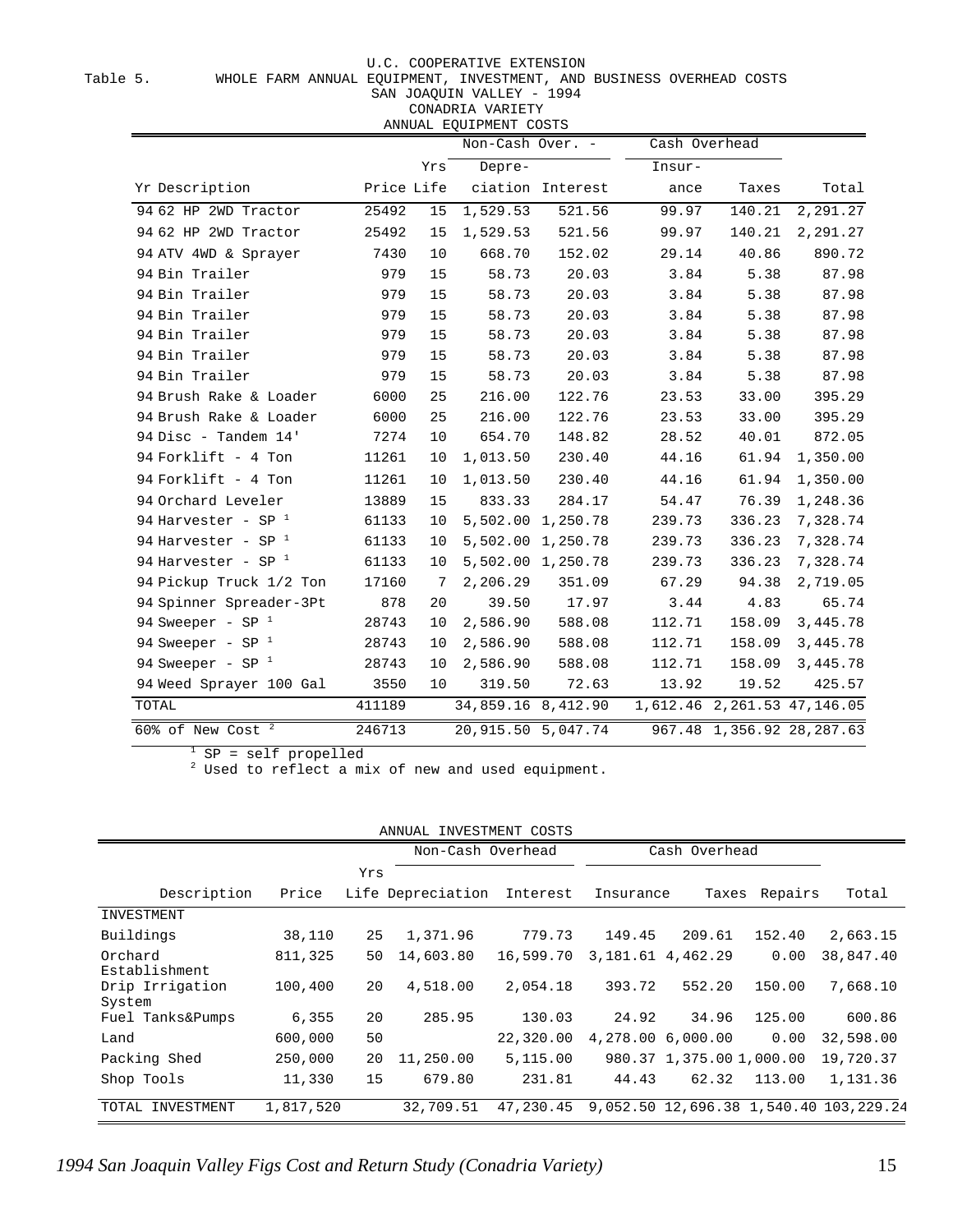U.C. COOPERATIVE EXTENSION

Table 5. WHOLE FARM ANNUAL EQUIPMENT, INVESTMENT, AND BUSINESS OVERHEAD COSTS

SAN JOAQUIN VALLEY - 1994

CONADRIA VARIETY

ANNUAL EQUIPMENT COSTS

| | | | Non-Cash Over. - | | Cash Overhead | | |
|---|---|---|---|---|---|---|---|
| Yr Description | Price | Yrs Life | Depre- ciation | Interest | Insur- ance | Taxes | Total |
| 94 62 HP 2WD Tractor | 25492 | 15 | 1,529.53 | 521.56 | 99.97 | 140.21 | 2,291.27 |
| 94 62 HP 2WD Tractor | 25492 | 15 | 1,529.53 | 521.56 | 99.97 | 140.21 | 2,291.27 |
| 94 ATV 4WD & Sprayer | 7430 | 10 | 668.70 | 152.02 | 29.14 | 40.86 | 890.72 |
| 94 Bin Trailer | 979 | 15 | 58.73 | 20.03 | 3.84 | 5.38 | 87.98 |
| 94 Bin Trailer | 979 | 15 | 58.73 | 20.03 | 3.84 | 5.38 | 87.98 |
| 94 Bin Trailer | 979 | 15 | 58.73 | 20.03 | 3.84 | 5.38 | 87.98 |
| 94 Bin Trailer | 979 | 15 | 58.73 | 20.03 | 3.84 | 5.38 | 87.98 |
| 94 Bin Trailer | 979 | 15 | 58.73 | 20.03 | 3.84 | 5.38 | 87.98 |
| 94 Bin Trailer | 979 | 15 | 58.73 | 20.03 | 3.84 | 5.38 | 87.98 |
| 94 Brush Rake & Loader | 6000 | 25 | 216.00 | 122.76 | 23.53 | 33.00 | 395.29 |
| 94 Brush Rake & Loader | 6000 | 25 | 216.00 | 122.76 | 23.53 | 33.00 | 395.29 |
| 94 Disc - Tandem 14' | 7274 | 10 | 654.70 | 148.82 | 28.52 | 40.01 | 872.05 |
| 94 Forklift - 4 Ton | 11261 | 10 | 1,013.50 | 230.40 | 44.16 | 61.94 | 1,350.00 |
| 94 Forklift - 4 Ton | 11261 | 10 | 1,013.50 | 230.40 | 44.16 | 61.94 | 1,350.00 |
| 94 Orchard Leveler | 13889 | 15 | 833.33 | 284.17 | 54.47 | 76.39 | 1,248.36 |
| 94 Harvester - SP [1] | 61133 | 10 | 5,502.00 | 1,250.78 | 239.73 | 336.23 | 7,328.74 |
| 94 Harvester - SP [1] | 61133 | 10 | 5,502.00 | 1,250.78 | 239.73 | 336.23 | 7,328.74 |
| 94 Harvester - SP [1] | 61133 | 10 | 5,502.00 | 1,250.78 | 239.73 | 336.23 | 7,328.74 |
| 94 Pickup Truck 1/2 Ton | 17160 | 7 | 2,206.29 | 351.09 | 67.29 | 94.38 | 2,719.05 |
| 94 Spinner Spreader-3Pt | 878 | 20 | 39.50 | 17.97 | 3.44 | 4.83 | 65.74 |
| 94 Sweeper - SP [1] | 28743 | 10 | 2,586.90 | 588.08 | 112.71 | 158.09 | 3,445.78 |
| 94 Sweeper - SP [1] | 28743 | 10 | 2,586.90 | 588.08 | 112.71 | 158.09 | 3,445.78 |
| 94 Sweeper - SP [1] | 28743 | 10 | 2,586.90 | 588.08 | 112.71 | 158.09 | 3,445.78 |
| 94 Weed Sprayer 100 Gal | 3550 | 10 | 319.50 | 72.63 | 13.92 | 19.52 | 425.57 |
| TOTAL | 411189 | | 34,859.16 | 8,412.90 | 1,612.46 | 2,261.53 | 47,146.05 |
| 60% of New Cost [2] | 246713 | | 20,915.50 | 5,047.74 | 967.48 | 1,356.92 | 28,287.63 |

[1] SP = self propelled

[2] Used to reflect a mix of new and used equipment.

ANNUAL INVESTMENT COSTS

| | | | Non-Cash Overhead | | Cash Overhead | | | |
|---|---|---|---|---|---|---|---|---|
| Description | Price | Yrs Life | Depreciation | Interest | Insurance | Taxes | Repairs | Total |
| INVESTMENT | | | | | | | | |
| Buildings | 38,110 | 25 | 1,371.96 | 779.73 | 149.45 | 209.61 | 152.40 | 2,663.15 |
| Orchard Establishment | 811,325 | 50 | 14,603.80 | 16,599.70 | 3,181.61 | 4,462.29 | 0.00 | 38,847.40 |
| Drip Irrigation System | 100,400 | 20 | 4,518.00 | 2,054.18 | 393.72 | 552.20 | 150.00 | 7,668.10 |
| Fuel Tanks&Pumps | 6,355 | 20 | 285.95 | 130.03 | 24.92 | 34.96 | 125.00 | 600.86 |
| Land | 600,000 | 50 | | 22,320.00 | 4,278.00 | 6,000.00 | 0.00 | 32,598.00 |
| Packing Shed | 250,000 | 20 | 11,250.00 | 5,115.00 | 980.37 | 1,375.00 | 1,000.00 | 19,720.37 |
| Shop Tools | 11,330 | 15 | 679.80 | 231.81 | 44.43 | 62.32 | 113.00 | 1,131.36 |
| TOTAL INVESTMENT | 1,817,520 | | 32,709.51 | 47,230.45 | 9,052.50 | 12,696.38 | 1,540.40 | 103,229.24 |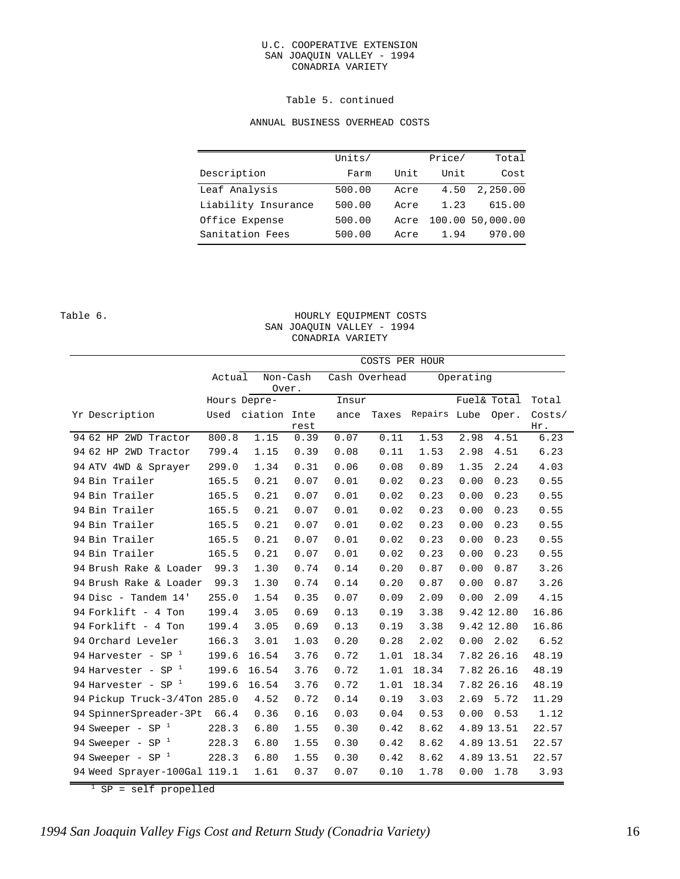U.C. COOPERATIVE EXTENSION
SAN JOAQUIN VALLEY - 1994
CONADRIA VARIETY

Table 5. continued

ANNUAL BUSINESS OVERHEAD COSTS

| Description | Units/ Farm | Unit | Price/ Unit | Total Cost |
|---|---|---|---|---|
| Leaf Analysis | 500.00 | Acre | 4.50 | 2,250.00 |
| Liability Insurance | 500.00 | Acre | 1.23 | 615.00 |
| Office Expense | 500.00 | Acre | 100.00 | 50,000.00 |
| Sanitation Fees | 500.00 | Acre | 1.94 | 970.00 |

Table 6. HOURLY EQUIPMENT COSTS
SAN JOAQUIN VALLEY - 1994
CONADRIA VARIETY

| | | COSTS PER HOUR | | | | | | | |
|---|---|---|---|---|---|---|---|---|---|
| | Actual | Non-Cash Over. | | Cash Overhead | | Operating | | | |
| | Hours | Depre- | | Insur | | | Fuel& | Total | Total |
| Yr Description | Used | ciation | Interest | ance | Taxes | Repairs | Lube | Oper. | Costs/ Hr. |
| 94 62 HP 2WD Tractor | 800.8 | 1.15 | 0.39 | 0.07 | 0.11 | 1.53 | 2.98 | 4.51 | 6.23 |
| 94 62 HP 2WD Tractor | 799.4 | 1.15 | 0.39 | 0.08 | 0.11 | 1.53 | 2.98 | 4.51 | 6.23 |
| 94 ATV 4WD & Sprayer | 299.0 | 1.34 | 0.31 | 0.06 | 0.08 | 0.89 | 1.35 | 2.24 | 4.03 |
| 94 Bin Trailer | 165.5 | 0.21 | 0.07 | 0.01 | 0.02 | 0.23 | 0.00 | 0.23 | 0.55 |
| 94 Bin Trailer | 165.5 | 0.21 | 0.07 | 0.01 | 0.02 | 0.23 | 0.00 | 0.23 | 0.55 |
| 94 Bin Trailer | 165.5 | 0.21 | 0.07 | 0.01 | 0.02 | 0.23 | 0.00 | 0.23 | 0.55 |
| 94 Bin Trailer | 165.5 | 0.21 | 0.07 | 0.01 | 0.02 | 0.23 | 0.00 | 0.23 | 0.55 |
| 94 Bin Trailer | 165.5 | 0.21 | 0.07 | 0.01 | 0.02 | 0.23 | 0.00 | 0.23 | 0.55 |
| 94 Bin Trailer | 165.5 | 0.21 | 0.07 | 0.01 | 0.02 | 0.23 | 0.00 | 0.23 | 0.55 |
| 94 Brush Rake & Loader | 99.3 | 1.30 | 0.74 | 0.14 | 0.20 | 0.87 | 0.00 | 0.87 | 3.26 |
| 94 Brush Rake & Loader | 99.3 | 1.30 | 0.74 | 0.14 | 0.20 | 0.87 | 0.00 | 0.87 | 3.26 |
| 94 Disc - Tandem 14' | 255.0 | 1.54 | 0.35 | 0.07 | 0.09 | 2.09 | 0.00 | 2.09 | 4.15 |
| 94 Forklift - 4 Ton | 199.4 | 3.05 | 0.69 | 0.13 | 0.19 | 3.38 | 9.42 | 12.80 | 16.86 |
| 94 Forklift - 4 Ton | 199.4 | 3.05 | 0.69 | 0.13 | 0.19 | 3.38 | 9.42 | 12.80 | 16.86 |
| 94 Orchard Leveler | 166.3 | 3.01 | 1.03 | 0.20 | 0.28 | 2.02 | 0.00 | 2.02 | 6.52 |
| 94 Harvester - SP [1] | 199.6 | 16.54 | 3.76 | 0.72 | 1.01 | 18.34 | 7.82 | 26.16 | 48.19 |
| 94 Harvester - SP [1] | 199.6 | 16.54 | 3.76 | 0.72 | 1.01 | 18.34 | 7.82 | 26.16 | 48.19 |
| 94 Harvester - SP [1] | 199.6 | 16.54 | 3.76 | 0.72 | 1.01 | 18.34 | 7.82 | 26.16 | 48.19 |
| 94 Pickup Truck-3/4Ton | 285.0 | 4.52 | 0.72 | 0.14 | 0.19 | 3.03 | 2.69 | 5.72 | 11.29 |
| 94 SpinnerSpreader-3Pt | 66.4 | 0.36 | 0.16 | 0.03 | 0.04 | 0.53 | 0.00 | 0.53 | 1.12 |
| 94 Sweeper - SP [1] | 228.3 | 6.80 | 1.55 | 0.30 | 0.42 | 8.62 | 4.89 | 13.51 | 22.57 |
| 94 Sweeper - SP [1] | 228.3 | 6.80 | 1.55 | 0.30 | 0.42 | 8.62 | 4.89 | 13.51 | 22.57 |
| 94 Sweeper - SP [1] | 228.3 | 6.80 | 1.55 | 0.30 | 0.42 | 8.62 | 4.89 | 13.51 | 22.57 |
| 94 Weed Sprayer-100Gal | 119.1 | 1.61 | 0.37 | 0.07 | 0.10 | 1.78 | 0.00 | 1.78 | 3.93 |

[1] SP = self propelled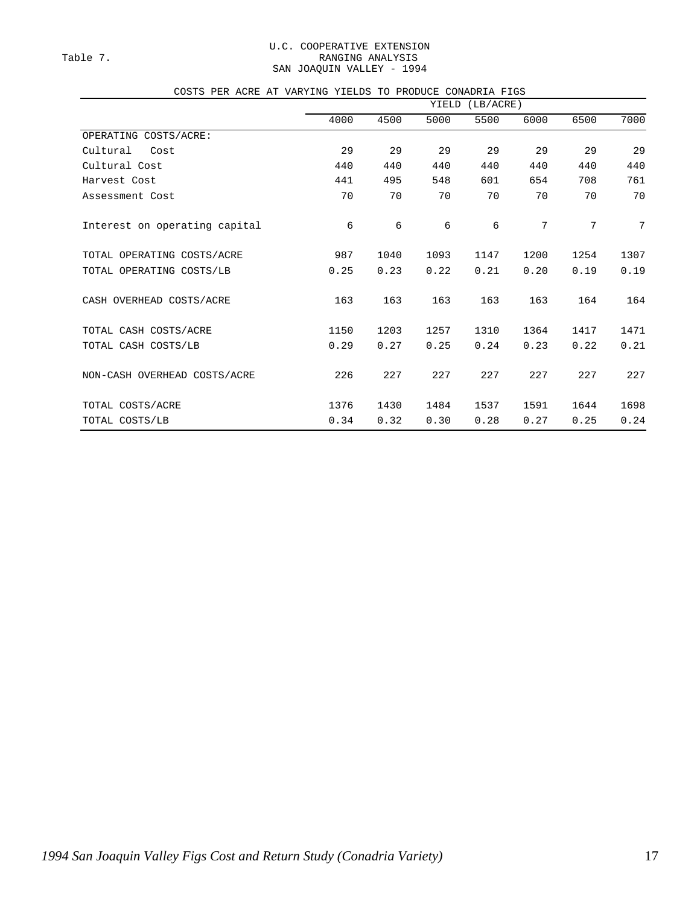Table 7.

U.C. COOPERATIVE EXTENSION
RANGING ANALYSIS
SAN JOAQUIN VALLEY - 1994

COSTS PER ACRE AT VARYING YIELDS TO PRODUCE CONADRIA FIGS

| | YIELD (LB/ACRE) | | | | | | |
|---|---|---|---|---|---|---|---|
| | 4000 | 4500 | 5000 | 5500 | 6000 | 6500 | 7000 |
| OPERATING COSTS/ACRE: | | | | | | | |
| Cultural Cost | 29 | 29 | 29 | 29 | 29 | 29 | 29 |
| Cultural Cost | 440 | 440 | 440 | 440 | 440 | 440 | 440 |
| Harvest Cost | 441 | 495 | 548 | 601 | 654 | 708 | 761 |
| Assessment Cost | 70 | 70 | 70 | 70 | 70 | 70 | 70 |
| Interest on operating capital | 6 | 6 | 6 | 6 | 7 | 7 | 7 |
| TOTAL OPERATING COSTS/ACRE | 987 | 1040 | 1093 | 1147 | 1200 | 1254 | 1307 |
| TOTAL OPERATING COSTS/LB | 0.25 | 0.23 | 0.22 | 0.21 | 0.20 | 0.19 | 0.19 |
| CASH OVERHEAD COSTS/ACRE | 163 | 163 | 163 | 163 | 163 | 164 | 164 |
| TOTAL CASH COSTS/ACRE | 1150 | 1203 | 1257 | 1310 | 1364 | 1417 | 1471 |
| TOTAL CASH COSTS/LB | 0.29 | 0.27 | 0.25 | 0.24 | 0.23 | 0.22 | 0.21 |
| NON-CASH OVERHEAD COSTS/ACRE | 226 | 227 | 227 | 227 | 227 | 227 | 227 |
| TOTAL COSTS/ACRE | 1376 | 1430 | 1484 | 1537 | 1591 | 1644 | 1698 |
| TOTAL COSTS/LB | 0.34 | 0.32 | 0.30 | 0.28 | 0.27 | 0.25 | 0.24 |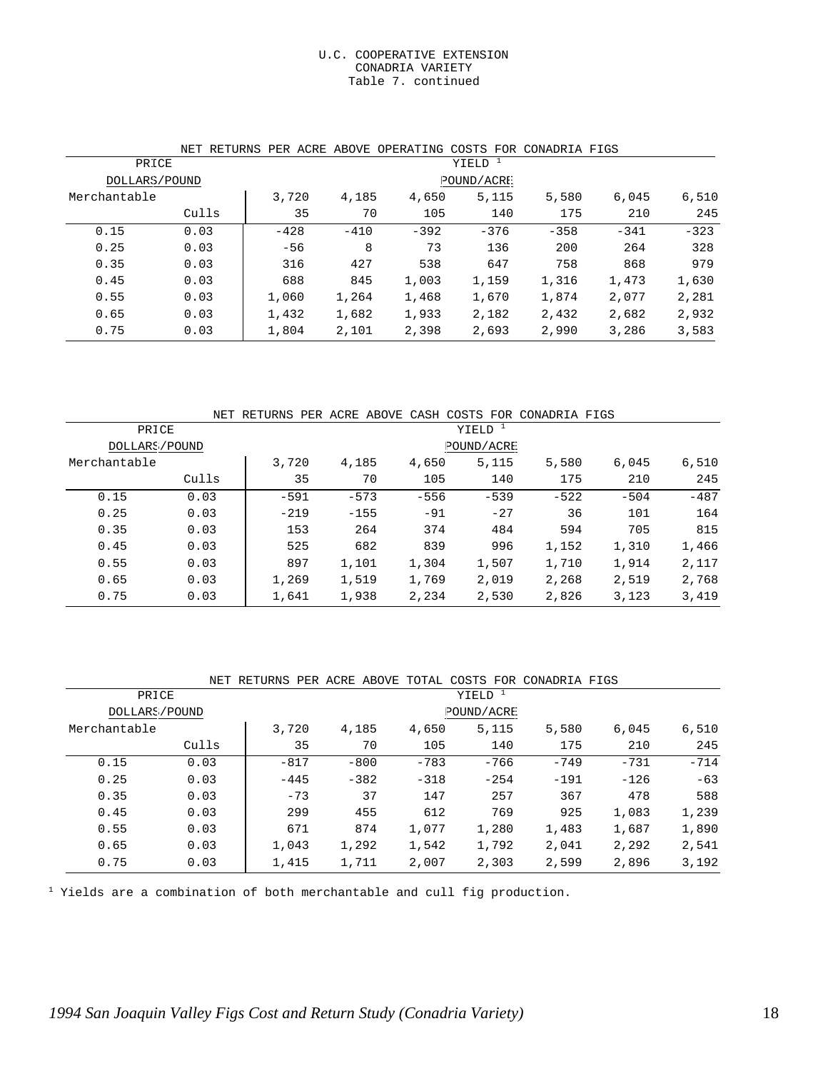U.C. COOPERATIVE EXTENSION
CONADRIA VARIETY
Table 7. continued

NET RETURNS PER ACRE ABOVE OPERATING COSTS FOR CONADRIA FIGS

| PRICE | | YIELD [1] | | | | | | |
|---|---|---|---|---|---|---|---|---|
| DOLLARS/POUND | | POUND/ACRE | | | | | | |
| Merchantable | | 3,720 | 4,185 | 4,650 | 5,115 | 5,580 | 6,045 | 6,510 |
| | Culls | 35 | 70 | 105 | 140 | 175 | 210 | 245 |
| 0.15 | 0.03 | -428 | -410 | -392 | -376 | -358 | -341 | -323 |
| 0.25 | 0.03 | -56 | 8 | 73 | 136 | 200 | 264 | 328 |
| 0.35 | 0.03 | 316 | 427 | 538 | 647 | 758 | 868 | 979 |
| 0.45 | 0.03 | 688 | 845 | 1,003 | 1,159 | 1,316 | 1,473 | 1,630 |
| 0.55 | 0.03 | 1,060 | 1,264 | 1,468 | 1,670 | 1,874 | 2,077 | 2,281 |
| 0.65 | 0.03 | 1,432 | 1,682 | 1,933 | 2,182 | 2,432 | 2,682 | 2,932 |
| 0.75 | 0.03 | 1,804 | 2,101 | 2,398 | 2,693 | 2,990 | 3,286 | 3,583 |

NET RETURNS PER ACRE ABOVE CASH COSTS FOR CONADRIA FIGS

| PRICE | | YIELD [1] | | | | | | |
|---|---|---|---|---|---|---|---|---|
| DOLLARS/POUND | | POUND/ACRE | | | | | | |
| Merchantable | | 3,720 | 4,185 | 4,650 | 5,115 | 5,580 | 6,045 | 6,510 |
| | Culls | 35 | 70 | 105 | 140 | 175 | 210 | 245 |
| 0.15 | 0.03 | -591 | -573 | -556 | -539 | -522 | -504 | -487 |
| 0.25 | 0.03 | -219 | -155 | -91 | -27 | 36 | 101 | 164 |
| 0.35 | 0.03 | 153 | 264 | 374 | 484 | 594 | 705 | 815 |
| 0.45 | 0.03 | 525 | 682 | 839 | 996 | 1,152 | 1,310 | 1,466 |
| 0.55 | 0.03 | 897 | 1,101 | 1,304 | 1,507 | 1,710 | 1,914 | 2,117 |
| 0.65 | 0.03 | 1,269 | 1,519 | 1,769 | 2,019 | 2,268 | 2,519 | 2,768 |
| 0.75 | 0.03 | 1,641 | 1,938 | 2,234 | 2,530 | 2,826 | 3,123 | 3,419 |

NET RETURNS PER ACRE ABOVE TOTAL COSTS FOR CONADRIA FIGS

| PRICE | | YIELD [1] | | | | | | |
|---|---|---|---|---|---|---|---|---|
| DOLLARS/POUND | | POUND/ACRE | | | | | | |
| Merchantable | | 3,720 | 4,185 | 4,650 | 5,115 | 5,580 | 6,045 | 6,510 |
| | Culls | 35 | 70 | 105 | 140 | 175 | 210 | 245 |
| 0.15 | 0.03 | -817 | -800 | -783 | -766 | -749 | -731 | -714 |
| 0.25 | 0.03 | -445 | -382 | -318 | -254 | -191 | -126 | -63 |
| 0.35 | 0.03 | -73 | 37 | 147 | 257 | 367 | 478 | 588 |
| 0.45 | 0.03 | 299 | 455 | 612 | 769 | 925 | 1,083 | 1,239 |
| 0.55 | 0.03 | 671 | 874 | 1,077 | 1,280 | 1,483 | 1,687 | 1,890 |
| 0.65 | 0.03 | 1,043 | 1,292 | 1,542 | 1,792 | 2,041 | 2,292 | 2,541 |
| 0.75 | 0.03 | 1,415 | 1,711 | 2,007 | 2,303 | 2,599 | 2,896 | 3,192 |

[1] Yields are a combination of both merchantable and cull fig production.